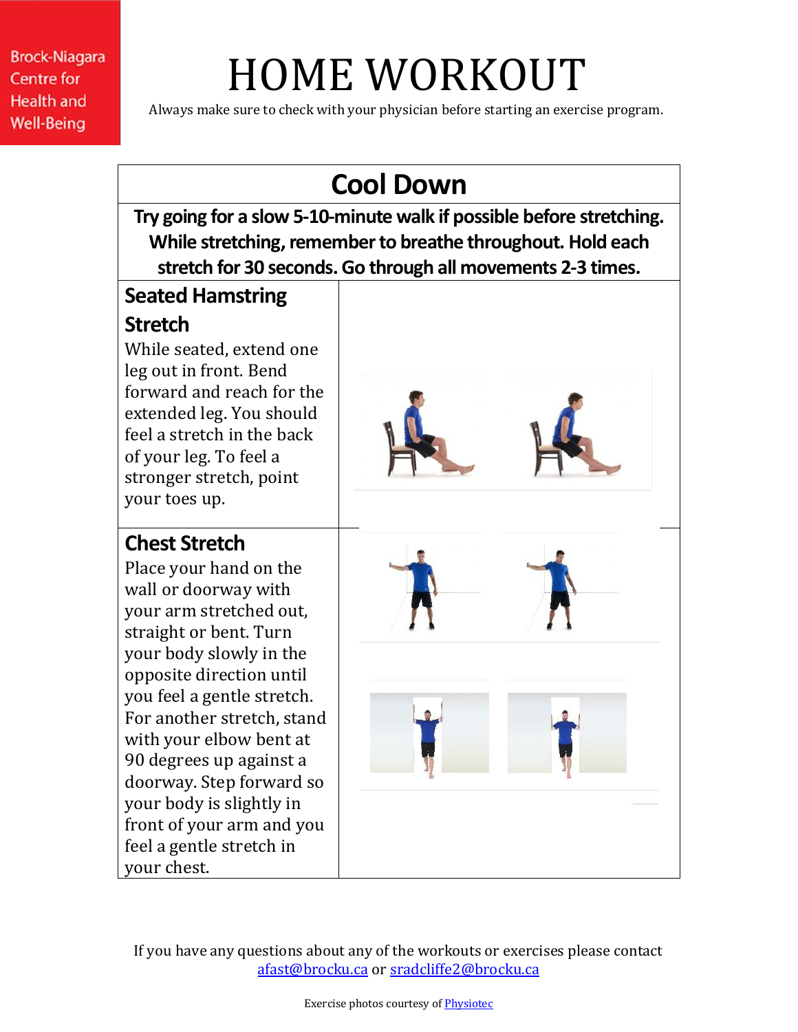Brock-Niagara Centre for Health and Well-Being

# HOME WORKOUT

Always make sure to check with your physician before starting an exercise program.

## Cool Down

**Try going for a slow 5-10-minute walk if possible before stretching. While stretching, remember to breathe throughout. Hold each stretch for 30 seconds. Go through all movements 2-3 times.**

### Seated Hamstring Stretch

While seated, extend one leg out in front. Bend forward and reach for the extended leg. You should feel a stretch in the back of your leg. To feel a stronger stretch, point your toes up.

### Chest Stretch

Place your hand on the wall or doorway with your arm stretched out, straight or bent. Turn your body slowly in the opposite direction until you feel a gentle stretch. For another stretch, stand with your elbow bent at 90 degrees up against a doorway. Step forward so your body is slightly in front of your arm and you feel a gentle stretch in your chest.

If you have any questions about any of the workouts or exercises please contact [afast@brocku.ca](mailto:afast@brocku.ca) or [sradcliffe2@brocku.ca](mailto:sradcliffe2@brocku.ca)

Exercise photos courtesy of Physiotec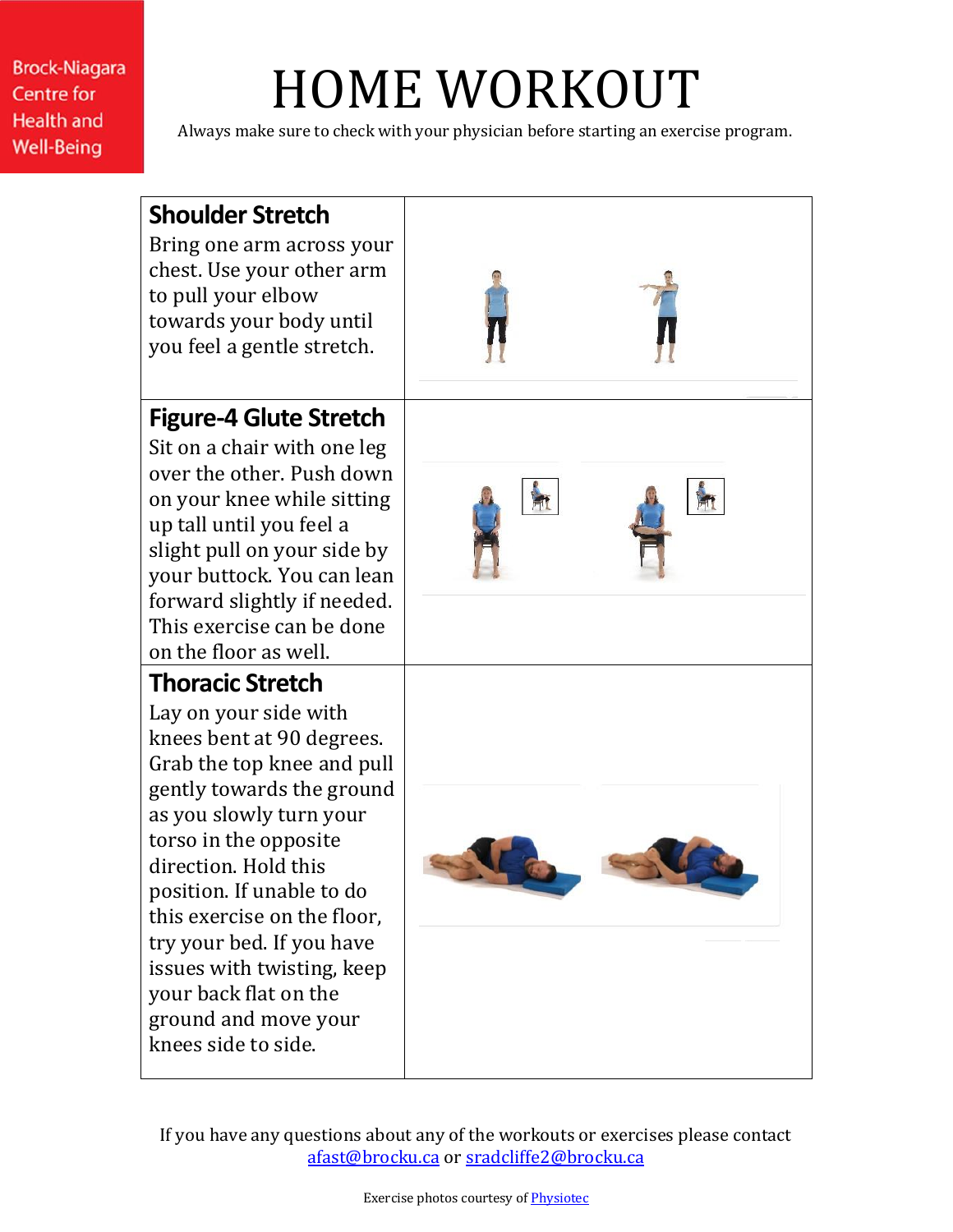Brock-Niagara Centre for Health and Well-Being

# HOME WORKOUT

Always make sure to check with your physician before starting an exercise program.

| | |
|---|---|
| **Shoulder Stretch**<br>Bring one arm across your chest. Use your other arm to pull your elbow towards your body until you feel a gentle stretch. | |
| **Figure-4 Glute Stretch**<br>Sit on a chair with one leg over the other. Push down on your knee while sitting up tall until you feel a slight pull on your side by your buttock. You can lean forward slightly if needed. This exercise can be done on the floor as well. | |
| **Thoracic Stretch**<br>Lay on your side with knees bent at 90 degrees. Grab the top knee and pull gently towards the ground as you slowly turn your torso in the opposite direction. Hold this position. If unable to do this exercise on the floor, try your bed. If you have issues with twisting, keep your back flat on the ground and move your knees side to side. | |

If you have any questions about any of the workouts or exercises please contact afast@brocku.ca or sradcliffe2@brocku.ca

Exercise photos courtesy of Physiotec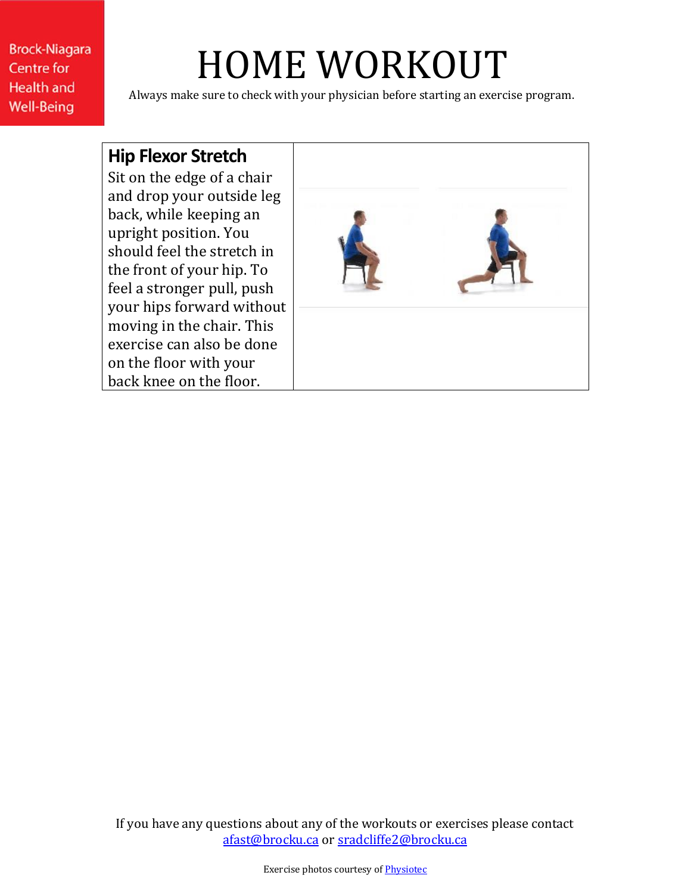Brock-Niagara Centre for Health and Well-Being

# HOME WORKOUT

Always make sure to check with your physician before starting an exercise program.

| | |
|---|---|
| **Hip Flexor Stretch** Sit on the edge of a chair and drop your outside leg back, while keeping an upright position. You should feel the stretch in the front of your hip. To feel a stronger pull, push your hips forward without moving in the chair. This exercise can also be done on the floor with your back knee on the floor. | |

If you have any questions about any of the workouts or exercises please contact afast@brocku.ca or sradcliffe2@brocku.ca

Exercise photos courtesy of Physiotec